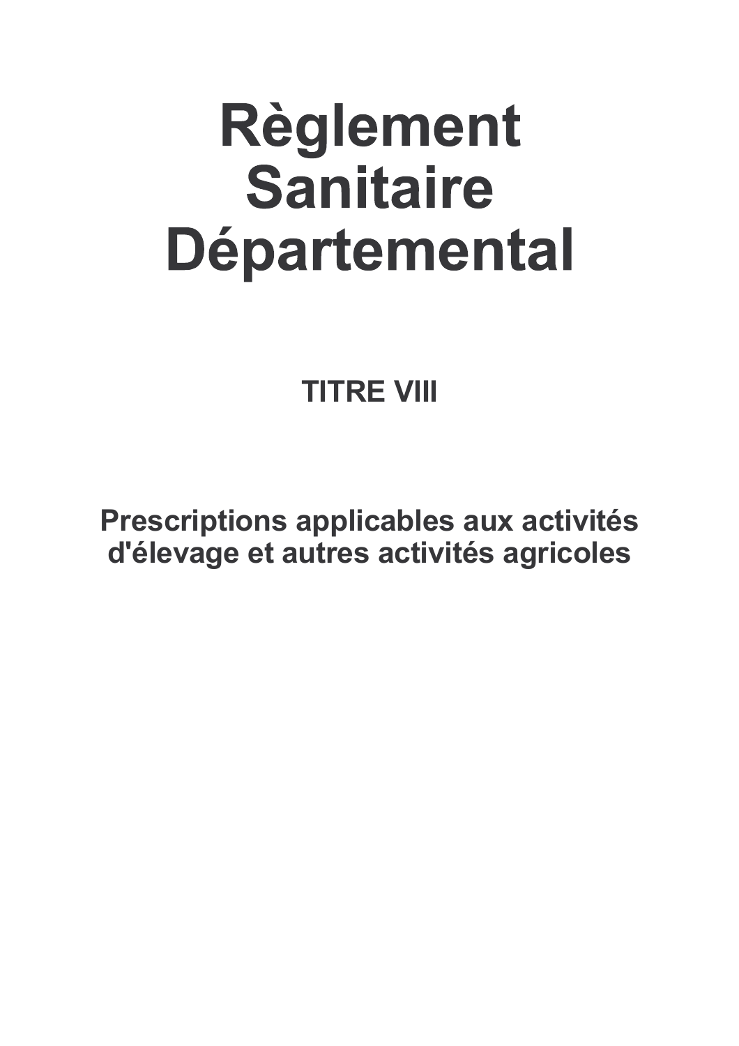# Règlement Sanitaire Départemental

## TITRE VIII

### Prescriptions applicables aux activités d'élevage et autres activités agricoles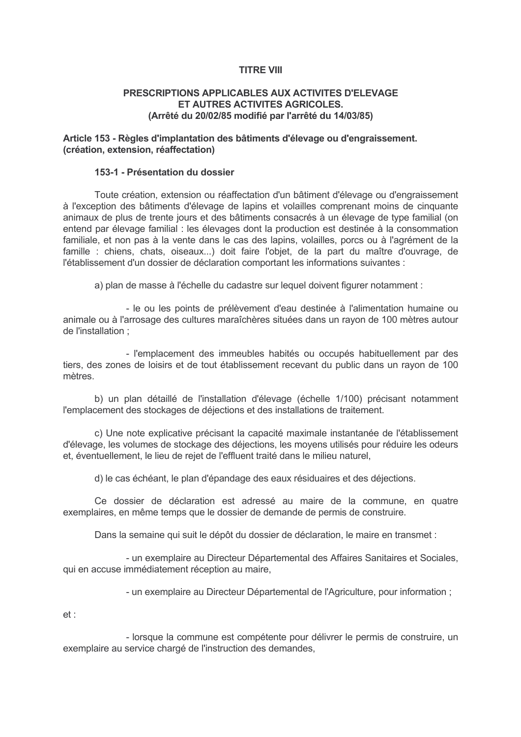## TITRE VIII

### PRESCRIPTIONS APPLICABLES AUX ACTIVITES D'ELEVAGE ET AUTRES ACTIVITES AGRICOLES.
**(Arrêté du 20/02/85 modifié par l'arrêté du 14/03/85)**

### Article 153 - Règles d'implantation des bâtiments d'élevage ou d'engraissement. (création, extension, réaffectation)

#### 153-1 - Présentation du dossier

Toute création, extension ou réaffectation d'un bâtiment d'élevage ou d'engraissement à l'exception des bâtiments d'élevage de lapins et volailles comprenant moins de cinquante animaux de plus de trente jours et des bâtiments consacrés à un élevage de type familial (on entend par élevage familial : les élevages dont la production est destinée à la consommation familiale, et non pas à la vente dans le cas des lapins, volailles, porcs ou à l'agrément de la famille : chiens, chats, oiseaux...) doit faire l'objet, de la part du maître d'ouvrage, de l'établissement d'un dossier de déclaration comportant les informations suivantes :

a) plan de masse à l'échelle du cadastre sur lequel doivent figurer notamment :

- le ou les points de prélèvement d'eau destinée à l'alimentation humaine ou animale ou à l'arrosage des cultures maraîchères situées dans un rayon de 100 mètres autour de l'installation ;

- l'emplacement des immeubles habités ou occupés habituellement par des tiers, des zones de loisirs et de tout établissement recevant du public dans un rayon de 100 mètres.

b) un plan détaillé de l'installation d'élevage (échelle 1/100) précisant notamment l'emplacement des stockages de déjections et des installations de traitement.

c) Une note explicative précisant la capacité maximale instantanée de l'établissement d'élevage, les volumes de stockage des déjections, les moyens utilisés pour réduire les odeurs et, éventuellement, le lieu de rejet de l'effluent traité dans le milieu naturel,

d) le cas échéant, le plan d'épandage des eaux résiduaires et des déjections.

Ce dossier de déclaration est adressé au maire de la commune, en quatre exemplaires, en même temps que le dossier de demande de permis de construire.

Dans la semaine qui suit le dépôt du dossier de déclaration, le maire en transmet :

- un exemplaire au Directeur Départemental des Affaires Sanitaires et Sociales, qui en accuse immédiatement réception au maire,

- un exemplaire au Directeur Départemental de l'Agriculture, pour information ;

et :

- lorsque la commune est compétente pour délivrer le permis de construire, un exemplaire au service chargé de l'instruction des demandes,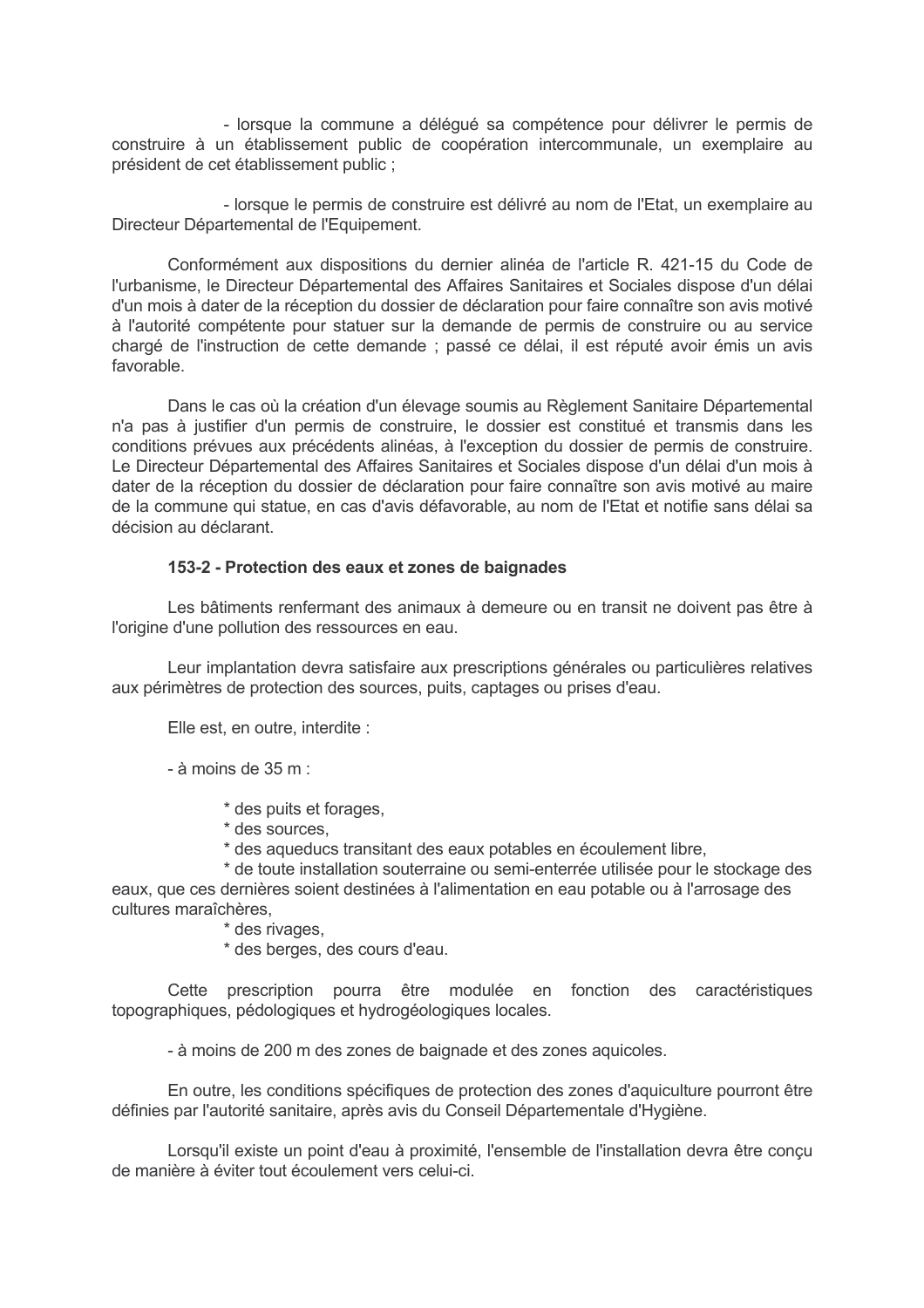- lorsque la commune a délégué sa compétence pour délivrer le permis de construire à un établissement public de coopération intercommunale, un exemplaire au président de cet établissement public ;

- lorsque le permis de construire est délivré au nom de l'Etat, un exemplaire au Directeur Départemental de l'Equipement.

Conformément aux dispositions du dernier alinéa de l'article R. 421-15 du Code de l'urbanisme, le Directeur Départemental des Affaires Sanitaires et Sociales dispose d'un délai d'un mois à dater de la réception du dossier de déclaration pour faire connaître son avis motivé à l'autorité compétente pour statuer sur la demande de permis de construire ou au service chargé de l'instruction de cette demande ; passé ce délai, il est réputé avoir émis un avis favorable.

Dans le cas où la création d'un élevage soumis au Règlement Sanitaire Départemental n'a pas à justifier d'un permis de construire, le dossier est constitué et transmis dans les conditions prévues aux précédents alinéas, à l'exception du dossier de permis de construire. Le Directeur Départemental des Affaires Sanitaires et Sociales dispose d'un délai d'un mois à dater de la réception du dossier de déclaration pour faire connaître son avis motivé au maire de la commune qui statue, en cas d'avis défavorable, au nom de l'Etat et notifie sans délai sa décision au déclarant.

**153-2 - Protection des eaux et zones de baignades**

Les bâtiments renfermant des animaux à demeure ou en transit ne doivent pas être à l'origine d'une pollution des ressources en eau.

Leur implantation devra satisfaire aux prescriptions générales ou particulières relatives aux périmètres de protection des sources, puits, captages ou prises d'eau.

Elle est, en outre, interdite :

- à moins de 35 m :

  * des puits et forages,
  * des sources,
  * des aqueducs transitant des eaux potables en écoulement libre,
  * de toute installation souterraine ou semi-enterrée utilisée pour le stockage des eaux, que ces dernières soient destinées à l'alimentation en eau potable ou à l'arrosage des cultures maraîchères,
  * des rivages,
  * des berges, des cours d'eau.

Cette prescription pourra être modulée en fonction des caractéristiques topographiques, pédologiques et hydrogéologiques locales.

- à moins de 200 m des zones de baignade et des zones aquicoles.

En outre, les conditions spécifiques de protection des zones d'aquiculture pourront être définies par l'autorité sanitaire, après avis du Conseil Départementale d'Hygiène.

Lorsqu'il existe un point d'eau à proximité, l'ensemble de l'installation devra être conçu de manière à éviter tout écoulement vers celui-ci.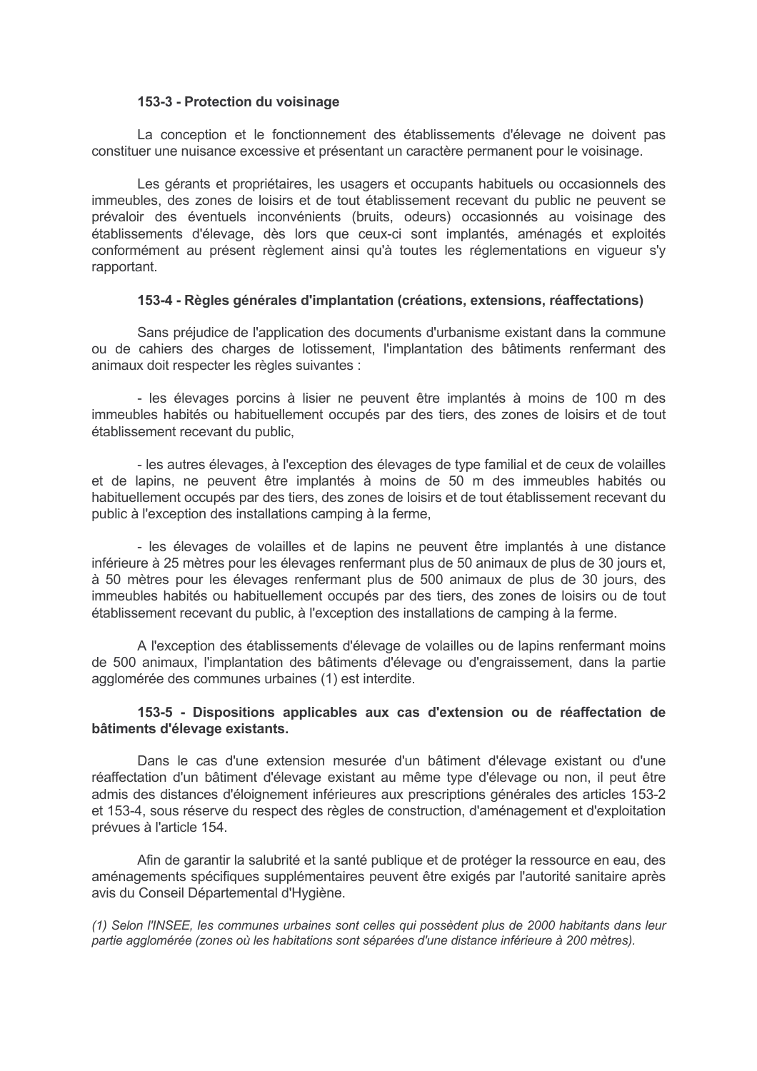**153-3 - Protection du voisinage**

La conception et le fonctionnement des établissements d'élevage ne doivent pas constituer une nuisance excessive et présentant un caractère permanent pour le voisinage.

Les gérants et propriétaires, les usagers et occupants habituels ou occasionnels des immeubles, des zones de loisirs et de tout établissement recevant du public ne peuvent se prévaloir des éventuels inconvénients (bruits, odeurs) occasionnés au voisinage des établissements d'élevage, dès lors que ceux-ci sont implantés, aménagés et exploités conformément au présent règlement ainsi qu'à toutes les réglementations en vigueur s'y rapportant.

**153-4 - Règles générales d'implantation (créations, extensions, réaffectations)**

Sans préjudice de l'application des documents d'urbanisme existant dans la commune ou de cahiers des charges de lotissement, l'implantation des bâtiments renfermant des animaux doit respecter les règles suivantes :

- les élevages porcins à lisier ne peuvent être implantés à moins de 100 m des immeubles habités ou habituellement occupés par des tiers, des zones de loisirs et de tout établissement recevant du public,

- les autres élevages, à l'exception des élevages de type familial et de ceux de volailles et de lapins, ne peuvent être implantés à moins de 50 m des immeubles habités ou habituellement occupés par des tiers, des zones de loisirs et de tout établissement recevant du public à l'exception des installations camping à la ferme,

- les élevages de volailles et de lapins ne peuvent être implantés à une distance inférieure à 25 mètres pour les élevages renfermant plus de 50 animaux de plus de 30 jours et, à 50 mètres pour les élevages renfermant plus de 500 animaux de plus de 30 jours, des immeubles habités ou habituellement occupés par des tiers, des zones de loisirs ou de tout établissement recevant du public, à l'exception des installations de camping à la ferme.

A l'exception des établissements d'élevage de volailles ou de lapins renfermant moins de 500 animaux, l'implantation des bâtiments d'élevage ou d'engraissement, dans la partie agglomérée des communes urbaines (1) est interdite.

**153-5 - Dispositions applicables aux cas d'extension ou de réaffectation de bâtiments d'élevage existants.**

Dans le cas d'une extension mesurée d'un bâtiment d'élevage existant ou d'une réaffectation d'un bâtiment d'élevage existant au même type d'élevage ou non, il peut être admis des distances d'éloignement inférieures aux prescriptions générales des articles 153-2 et 153-4, sous réserve du respect des règles de construction, d'aménagement et d'exploitation prévues à l'article 154.

Afin de garantir la salubrité et la santé publique et de protéger la ressource en eau, des aménagements spécifiques supplémentaires peuvent être exigés par l'autorité sanitaire après avis du Conseil Départemental d'Hygiène.

*(1) Selon l'INSEE, les communes urbaines sont celles qui possèdent plus de 2000 habitants dans leur partie agglomérée (zones où les habitations sont séparées d'une distance inférieure à 200 mètres).*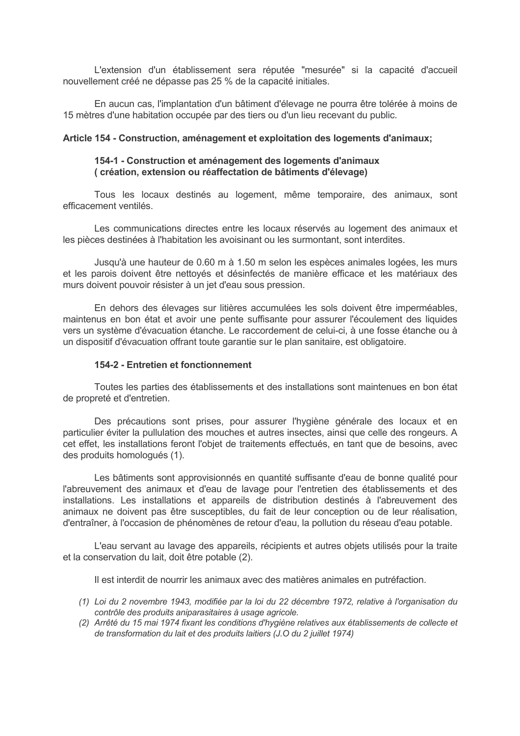L'extension d'un établissement sera réputée "mesurée" si la capacité d'accueil nouvellement créé ne dépasse pas 25 % de la capacité initiales.

En aucun cas, l'implantation d'un bâtiment d'élevage ne pourra être tolérée à moins de 15 mètres d'une habitation occupée par des tiers ou d'un lieu recevant du public.

**Article 154 - Construction, aménagement et exploitation des logements d'animaux;**

**154-1 - Construction et aménagement des logements d'animaux ( création, extension ou réaffectation de bâtiments d'élevage)**

Tous les locaux destinés au logement, même temporaire, des animaux, sont efficacement ventilés.

Les communications directes entre les locaux réservés au logement des animaux et les pièces destinées à l'habitation les avoisinant ou les surmontant, sont interdites.

Jusqu'à une hauteur de 0.60 m à 1.50 m selon les espèces animales logées, les murs et les parois doivent être nettoyés et désinfectés de manière efficace et les matériaux des murs doivent pouvoir résister à un jet d'eau sous pression.

En dehors des élevages sur litières accumulées les sols doivent être imperméables, maintenus en bon état et avoir une pente suffisante pour assurer l'écoulement des liquides vers un système d'évacuation étanche. Le raccordement de celui-ci, à une fosse étanche ou à un dispositif d'évacuation offrant toute garantie sur le plan sanitaire, est obligatoire.

**154-2 - Entretien et fonctionnement**

Toutes les parties des établissements et des installations sont maintenues en bon état de propreté et d'entretien.

Des précautions sont prises, pour assurer l'hygiène générale des locaux et en particulier éviter la pullulation des mouches et autres insectes, ainsi que celle des rongeurs. A cet effet, les installations feront l'objet de traitements effectués, en tant que de besoins, avec des produits homologués (1).

Les bâtiments sont approvisionnés en quantité suffisante d'eau de bonne qualité pour l'abreuvement des animaux et d'eau de lavage pour l'entretien des établissements et des installations. Les installations et appareils de distribution destinés à l'abreuvement des animaux ne doivent pas être susceptibles, du fait de leur conception ou de leur réalisation, d'entraîner, à l'occasion de phénomènes de retour d'eau, la pollution du réseau d'eau potable.

L'eau servant au lavage des appareils, récipients et autres objets utilisés pour la traite et la conservation du lait, doit être potable (2).

Il est interdit de nourrir les animaux avec des matières animales en putréfaction.

*(1) Loi du 2 novembre 1943, modifiée par la loi du 22 décembre 1972, relative à l'organisation du contrôle des produits aniparasitaires à usage agricole.*

*(2) Arrêté du 15 mai 1974 fixant les conditions d'hygiène relatives aux établissements de collecte et de transformation du lait et des produits laitiers (J.O du 2 juillet 1974)*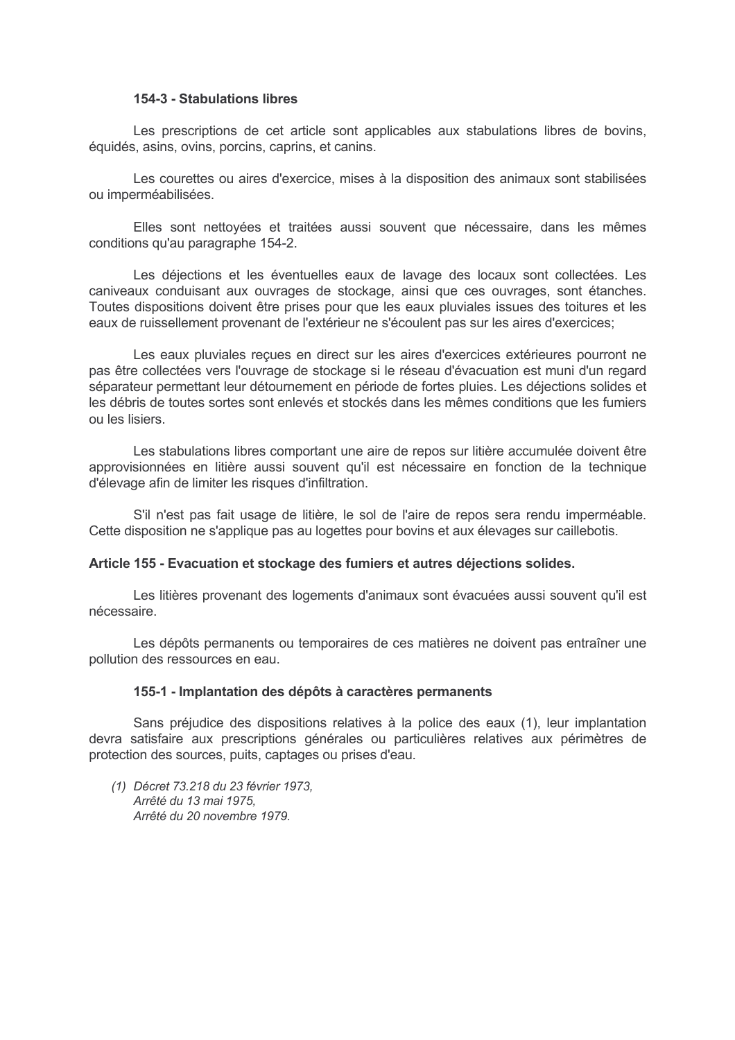### 154-3 - Stabulations libres

Les prescriptions de cet article sont applicables aux stabulations libres de bovins, équidés, asins, ovins, porcins, caprins, et canins.

Les courettes ou aires d'exercice, mises à la disposition des animaux sont stabilisées ou imperméabilisées.

Elles sont nettoyées et traitées aussi souvent que nécessaire, dans les mêmes conditions qu'au paragraphe 154-2.

Les déjections et les éventuelles eaux de lavage des locaux sont collectées. Les caniveaux conduisant aux ouvrages de stockage, ainsi que ces ouvrages, sont étanches. Toutes dispositions doivent être prises pour que les eaux pluviales issues des toitures et les eaux de ruissellement provenant de l'extérieur ne s'écoulent pas sur les aires d'exercices;

Les eaux pluviales reçues en direct sur les aires d'exercices extérieures pourront ne pas être collectées vers l'ouvrage de stockage si le réseau d'évacuation est muni d'un regard séparateur permettant leur détournement en période de fortes pluies. Les déjections solides et les débris de toutes sortes sont enlevés et stockés dans les mêmes conditions que les fumiers ou les lisiers.

Les stabulations libres comportant une aire de repos sur litière accumulée doivent être approvisionnées en litière aussi souvent qu'il est nécessaire en fonction de la technique d'élevage afin de limiter les risques d'infiltration.

S'il n'est pas fait usage de litière, le sol de l'aire de repos sera rendu imperméable. Cette disposition ne s'applique pas au logettes pour bovins et aux élevages sur caillebotis.

## Article 155 - Evacuation et stockage des fumiers et autres déjections solides.

Les litières provenant des logements d'animaux sont évacuées aussi souvent qu'il est nécessaire.

Les dépôts permanents ou temporaires de ces matières ne doivent pas entraîner une pollution des ressources en eau.

### 155-1 - Implantation des dépôts à caractères permanents

Sans préjudice des dispositions relatives à la police des eaux (1), leur implantation devra satisfaire aux prescriptions générales ou particulières relatives aux périmètres de protection des sources, puits, captages ou prises d'eau.

*(1) Décret 73.218 du 23 février 1973,*
*Arrêté du 13 mai 1975,*
*Arrêté du 20 novembre 1979.*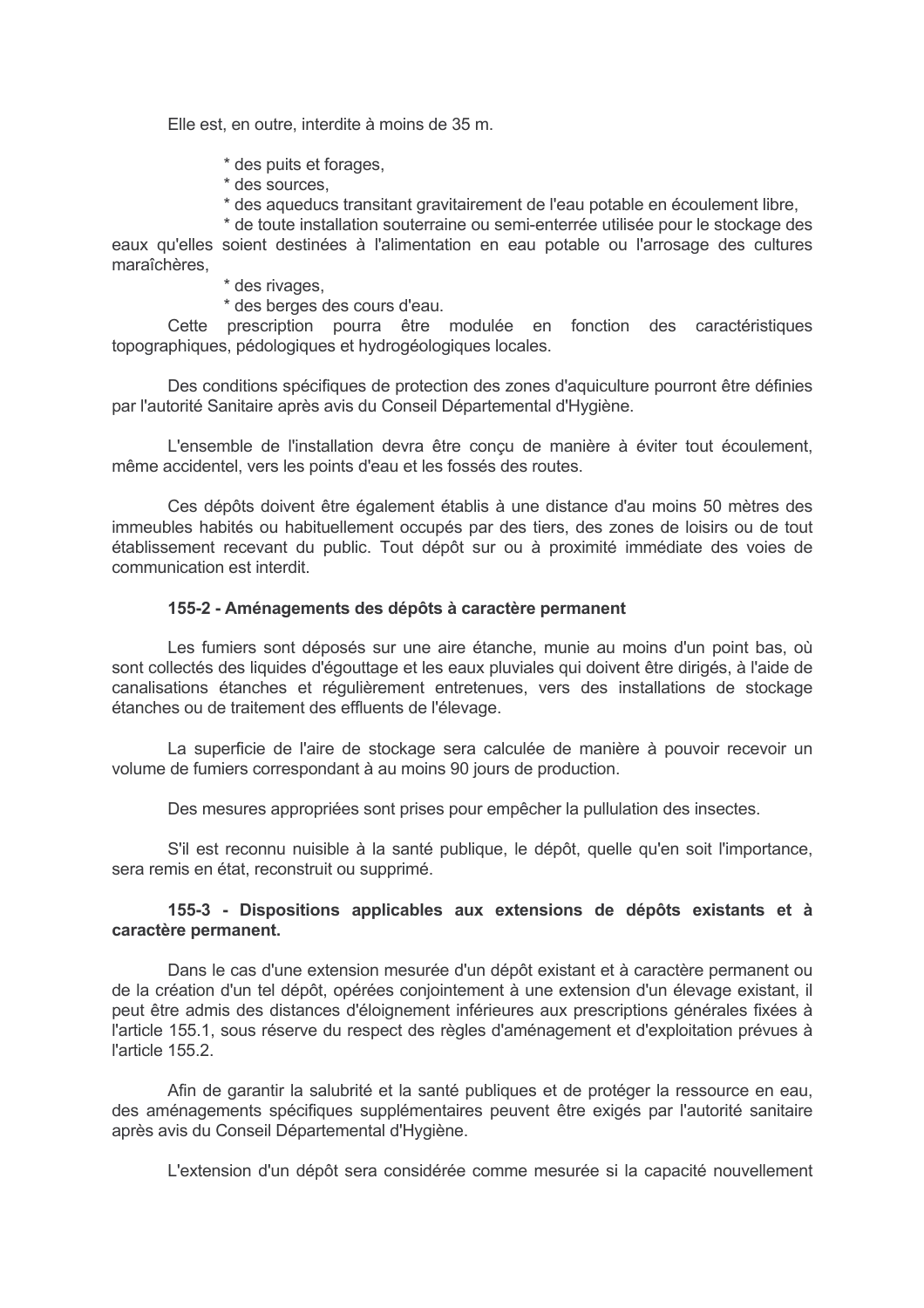Elle est, en outre, interdite à moins de 35 m.

* des puits et forages,
* des sources,
* des aqueducs transitant gravitairement de l'eau potable en écoulement libre,
* de toute installation souterraine ou semi-enterrée utilisée pour le stockage des eaux qu'elles soient destinées à l'alimentation en eau potable ou l'arrosage des cultures maraîchères,
* des rivages,
* des berges des cours d'eau.

Cette prescription pourra être modulée en fonction des caractéristiques topographiques, pédologiques et hydrogéologiques locales.

Des conditions spécifiques de protection des zones d'aquiculture pourront être définies par l'autorité Sanitaire après avis du Conseil Départemental d'Hygiène.

L'ensemble de l'installation devra être conçu de manière à éviter tout écoulement, même accidentel, vers les points d'eau et les fossés des routes.

Ces dépôts doivent être également établis à une distance d'au moins 50 mètres des immeubles habités ou habituellement occupés par des tiers, des zones de loisirs ou de tout établissement recevant du public. Tout dépôt sur ou à proximité immédiate des voies de communication est interdit.

**155-2 - Aménagements des dépôts à caractère permanent**

Les fumiers sont déposés sur une aire étanche, munie au moins d'un point bas, où sont collectés des liquides d'égouttage et les eaux pluviales qui doivent être dirigés, à l'aide de canalisations étanches et régulièrement entretenues, vers des installations de stockage étanches ou de traitement des effluents de l'élevage.

La superficie de l'aire de stockage sera calculée de manière à pouvoir recevoir un volume de fumiers correspondant à au moins 90 jours de production.

Des mesures appropriées sont prises pour empêcher la pullulation des insectes.

S'il est reconnu nuisible à la santé publique, le dépôt, quelle qu'en soit l'importance, sera remis en état, reconstruit ou supprimé.

**155-3 - Dispositions applicables aux extensions de dépôts existants et à caractère permanent.**

Dans le cas d'une extension mesurée d'un dépôt existant et à caractère permanent ou de la création d'un tel dépôt, opérées conjointement à une extension d'un élevage existant, il peut être admis des distances d'éloignement inférieures aux prescriptions générales fixées à l'article 155.1, sous réserve du respect des règles d'aménagement et d'exploitation prévues à l'article 155.2.

Afin de garantir la salubrité et la santé publiques et de protéger la ressource en eau, des aménagements spécifiques supplémentaires peuvent être exigés par l'autorité sanitaire après avis du Conseil Départemental d'Hygiène.

L'extension d'un dépôt sera considérée comme mesurée si la capacité nouvellement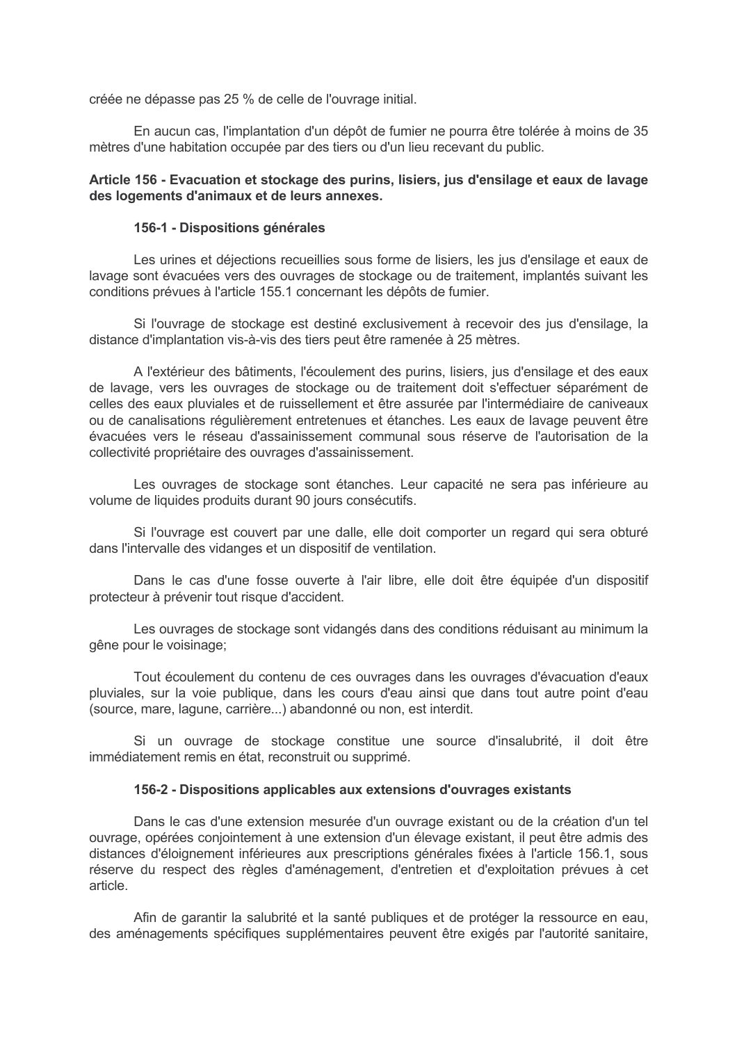créée ne dépasse pas 25 % de celle de l'ouvrage initial.

En aucun cas, l'implantation d'un dépôt de fumier ne pourra être tolérée à moins de 35 mètres d'une habitation occupée par des tiers ou d'un lieu recevant du public.

**Article 156 - Evacuation et stockage des purins, lisiers, jus d'ensilage et eaux de lavage des logements d'animaux et de leurs annexes.**

**156-1 - Dispositions générales**

Les urines et déjections recueillies sous forme de lisiers, les jus d'ensilage et eaux de lavage sont évacuées vers des ouvrages de stockage ou de traitement, implantés suivant les conditions prévues à l'article 155.1 concernant les dépôts de fumier.

Si l'ouvrage de stockage est destiné exclusivement à recevoir des jus d'ensilage, la distance d'implantation vis-à-vis des tiers peut être ramenée à 25 mètres.

A l'extérieur des bâtiments, l'écoulement des purins, lisiers, jus d'ensilage et des eaux de lavage, vers les ouvrages de stockage ou de traitement doit s'effectuer séparément de celles des eaux pluviales et de ruissellement et être assurée par l'intermédiaire de caniveaux ou de canalisations régulièrement entretenues et étanches. Les eaux de lavage peuvent être évacuées vers le réseau d'assainissement communal sous réserve de l'autorisation de la collectivité propriétaire des ouvrages d'assainissement.

Les ouvrages de stockage sont étanches. Leur capacité ne sera pas inférieure au volume de liquides produits durant 90 jours consécutifs.

Si l'ouvrage est couvert par une dalle, elle doit comporter un regard qui sera obturé dans l'intervalle des vidanges et un dispositif de ventilation.

Dans le cas d'une fosse ouverte à l'air libre, elle doit être équipée d'un dispositif protecteur à prévenir tout risque d'accident.

Les ouvrages de stockage sont vidangés dans des conditions réduisant au minimum la gêne pour le voisinage;

Tout écoulement du contenu de ces ouvrages dans les ouvrages d'évacuation d'eaux pluviales, sur la voie publique, dans les cours d'eau ainsi que dans tout autre point d'eau (source, mare, lagune, carrière...) abandonné ou non, est interdit.

Si un ouvrage de stockage constitue une source d'insalubrité, il doit être immédiatement remis en état, reconstruit ou supprimé.

**156-2 - Dispositions applicables aux extensions d'ouvrages existants**

Dans le cas d'une extension mesurée d'un ouvrage existant ou de la création d'un tel ouvrage, opérées conjointement à une extension d'un élevage existant, il peut être admis des distances d'éloignement inférieures aux prescriptions générales fixées à l'article 156.1, sous réserve du respect des règles d'aménagement, d'entretien et d'exploitation prévues à cet article.

Afin de garantir la salubrité et la santé publiques et de protéger la ressource en eau, des aménagements spécifiques supplémentaires peuvent être exigés par l'autorité sanitaire,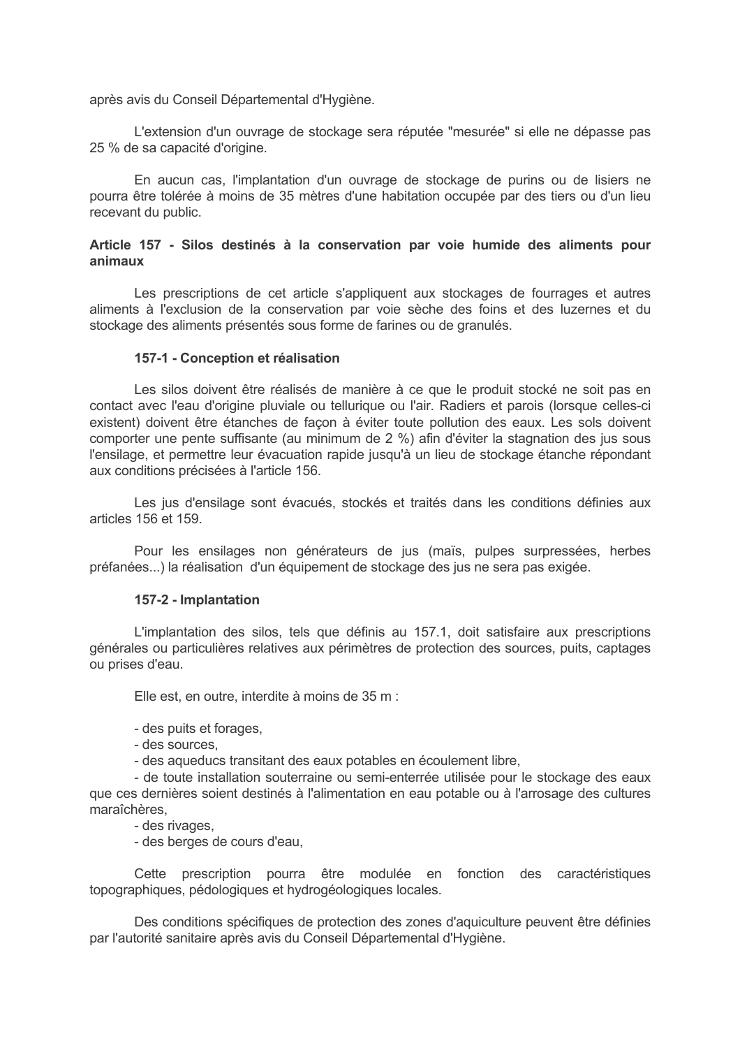après avis du Conseil Départemental d'Hygiène.

L'extension d'un ouvrage de stockage sera réputée "mesurée" si elle ne dépasse pas 25 % de sa capacité d'origine.

En aucun cas, l'implantation d'un ouvrage de stockage de purins ou de lisiers ne pourra être tolérée à moins de 35 mètres d'une habitation occupée par des tiers ou d'un lieu recevant du public.

### Article 157 - Silos destinés à la conservation par voie humide des aliments pour animaux

Les prescriptions de cet article s'appliquent aux stockages de fourrages et autres aliments à l'exclusion de la conservation par voie sèche des foins et des luzernes et du stockage des aliments présentés sous forme de farines ou de granulés.

#### 157-1 - Conception et réalisation

Les silos doivent être réalisés de manière à ce que le produit stocké ne soit pas en contact avec l'eau d'origine pluviale ou tellurique ou l'air. Radiers et parois (lorsque celles-ci existent) doivent être étanches de façon à éviter toute pollution des eaux. Les sols doivent comporter une pente suffisante (au minimum de 2 %) afin d'éviter la stagnation des jus sous l'ensilage, et permettre leur évacuation rapide jusqu'à un lieu de stockage étanche répondant aux conditions précisées à l'article 156.

Les jus d'ensilage sont évacués, stockés et traités dans les conditions définies aux articles 156 et 159.

Pour les ensilages non générateurs de jus (maïs, pulpes surpressées, herbes préfanées...) la réalisation d'un équipement de stockage des jus ne sera pas exigée.

#### 157-2 - Implantation

L'implantation des silos, tels que définis au 157.1, doit satisfaire aux prescriptions générales ou particulières relatives aux périmètres de protection des sources, puits, captages ou prises d'eau.

Elle est, en outre, interdite à moins de 35 m :

- des puits et forages,
- des sources,
- des aqueducs transitant des eaux potables en écoulement libre,
- de toute installation souterraine ou semi-enterrée utilisée pour le stockage des eaux que ces dernières soient destinés à l'alimentation en eau potable ou à l'arrosage des cultures maraîchères,
- des rivages,
- des berges de cours d'eau,

Cette prescription pourra être modulée en fonction des caractéristiques topographiques, pédologiques et hydrogéologiques locales.

Des conditions spécifiques de protection des zones d'aquiculture peuvent être définies par l'autorité sanitaire après avis du Conseil Départemental d'Hygiène.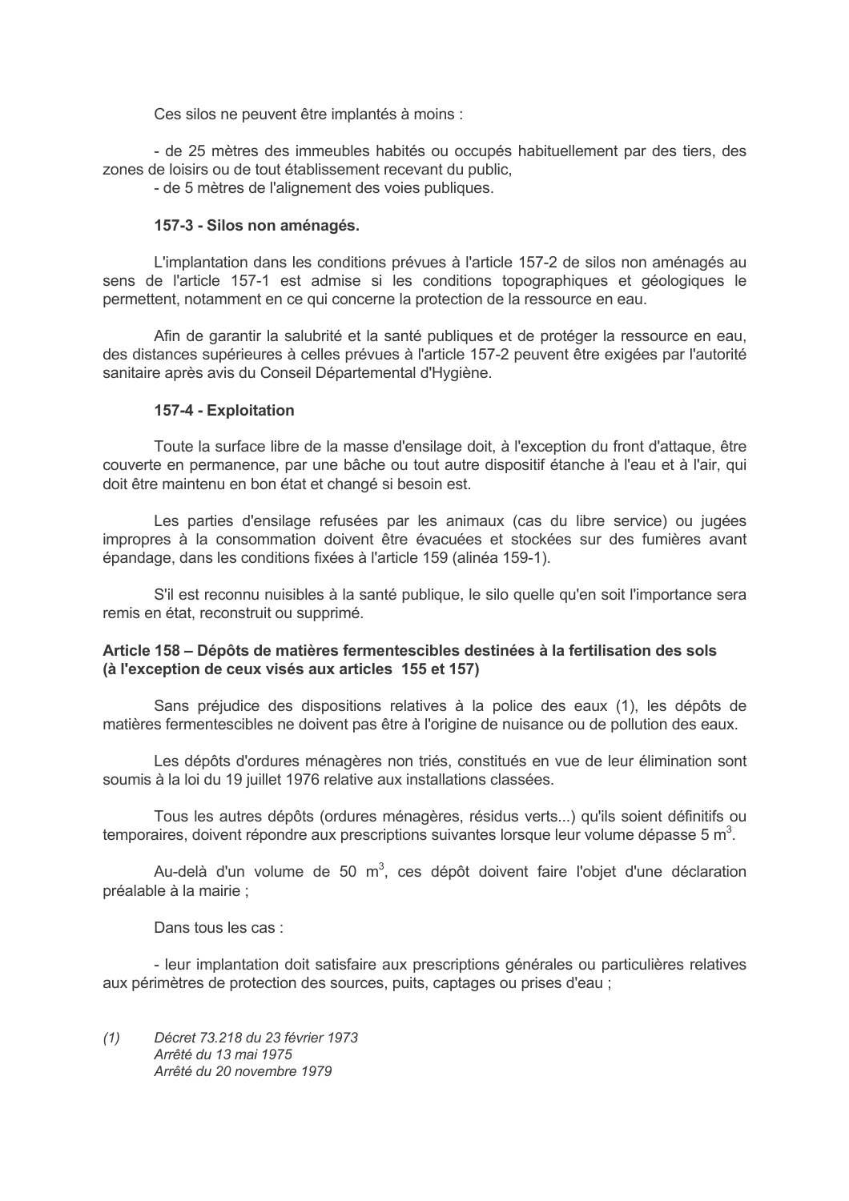Ces silos ne peuvent être implantés à moins :

- de 25 mètres des immeubles habités ou occupés habituellement par des tiers, des zones de loisirs ou de tout établissement recevant du public,
- de 5 mètres de l'alignement des voies publiques.

**157-3 - Silos non aménagés.**

L'implantation dans les conditions prévues à l'article 157-2 de silos non aménagés au sens de l'article 157-1 est admise si les conditions topographiques et géologiques le permettent, notamment en ce qui concerne la protection de la ressource en eau.

Afin de garantir la salubrité et la santé publiques et de protéger la ressource en eau, des distances supérieures à celles prévues à l'article 157-2 peuvent être exigées par l'autorité sanitaire après avis du Conseil Départemental d'Hygiène.

**157-4 - Exploitation**

Toute la surface libre de la masse d'ensilage doit, à l'exception du front d'attaque, être couverte en permanence, par une bâche ou tout autre dispositif étanche à l'eau et à l'air, qui doit être maintenu en bon état et changé si besoin est.

Les parties d'ensilage refusées par les animaux (cas du libre service) ou jugées impropres à la consommation doivent être évacuées et stockées sur des fumières avant épandage, dans les conditions fixées à l'article 159 (alinéa 159-1).

S'il est reconnu nuisibles à la santé publique, le silo quelle qu'en soit l'importance sera remis en état, reconstruit ou supprimé.

**Article 158 – Dépôts de matières fermentescibles destinées à la fertilisation des sols (à l'exception de ceux visés aux articles 155 et 157)**

Sans préjudice des dispositions relatives à la police des eaux (1), les dépôts de matières fermentescibles ne doivent pas être à l'origine de nuisance ou de pollution des eaux.

Les dépôts d'ordures ménagères non triés, constitués en vue de leur élimination sont soumis à la loi du 19 juillet 1976 relative aux installations classées.

Tous les autres dépôts (ordures ménagères, résidus verts...) qu'ils soient définitifs ou temporaires, doivent répondre aux prescriptions suivantes lorsque leur volume dépasse 5 $m^3$.

Au-delà d'un volume de 50 $m^3$, ces dépôt doivent faire l'objet d'une déclaration préalable à la mairie ;

Dans tous les cas :

- leur implantation doit satisfaire aux prescriptions générales ou particulières relatives aux périmètres de protection des sources, puits, captages ou prises d'eau ;

*(1) Décret 73.218 du 23 février 1973*
*Arrêté du 13 mai 1975*
*Arrêté du 20 novembre 1979*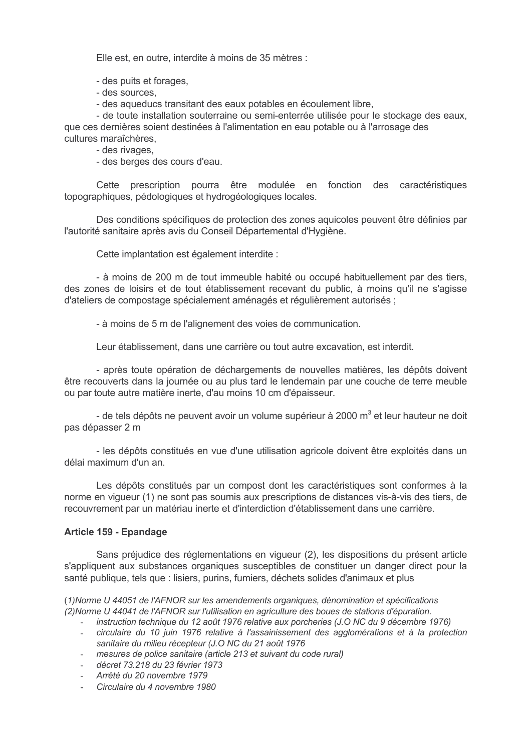Elle est, en outre, interdite à moins de 35 mètres :

- des puits et forages,
- des sources,
- des aqueducs transitant des eaux potables en écoulement libre,
- de toute installation souterraine ou semi-enterrée utilisée pour le stockage des eaux, que ces dernières soient destinées à l'alimentation en eau potable ou à l'arrosage des cultures maraîchères,
- des rivages,
- des berges des cours d'eau.

Cette prescription pourra être modulée en fonction des caractéristiques topographiques, pédologiques et hydrogéologiques locales.

Des conditions spécifiques de protection des zones aquicoles peuvent être définies par l'autorité sanitaire après avis du Conseil Départemental d'Hygiène.

Cette implantation est également interdite :

- à moins de 200 m de tout immeuble habité ou occupé habituellement par des tiers, des zones de loisirs et de tout établissement recevant du public, à moins qu'il ne s'agisse d'ateliers de compostage spécialement aménagés et régulièrement autorisés ;

- à moins de 5 m de l'alignement des voies de communication.

Leur établissement, dans une carrière ou tout autre excavation, est interdit.

- après toute opération de déchargements de nouvelles matières, les dépôts doivent être recouverts dans la journée ou au plus tard le lendemain par une couche de terre meuble ou par toute autre matière inerte, d'au moins 10 cm d'épaisseur.

- de tels dépôts ne peuvent avoir un volume supérieur à 2000 m$^3$ et leur hauteur ne doit pas dépasser 2 m

- les dépôts constitués en vue d'une utilisation agricole doivent être exploités dans un délai maximum d'un an.

Les dépôts constitués par un compost dont les caractéristiques sont conformes à la norme en vigueur (1) ne sont pas soumis aux prescriptions de distances vis-à-vis des tiers, de recouvrement par un matériau inerte et d'interdiction d'établissement dans une carrière.

**Article 159 - Epandage**

Sans préjudice des réglementations en vigueur (2), les dispositions du présent article s'appliquent aux substances organiques susceptibles de constituer un danger direct pour la santé publique, tels que : lisiers, purins, fumiers, déchets solides d'animaux et plus

*(1)Norme U 44051 de l'AFNOR sur les amendements organiques, dénomination et spécifications*
*(2)Norme U 44041 de l'AFNOR sur l'utilisation en agriculture des boues de stations d'épuration.*

- *instruction technique du 12 août 1976 relative aux porcheries (J.O NC du 9 décembre 1976)*
- *circulaire du 10 juin 1976 relative à l'assainissement des agglomérations et à la protection sanitaire du milieu récepteur (J.O NC du 21 août 1976*
- *mesures de police sanitaire (article 213 et suivant du code rural)*
- *décret 73.218 du 23 février 1973*
- *Arrêté du 20 novembre 1979*
- *Circulaire du 4 novembre 1980*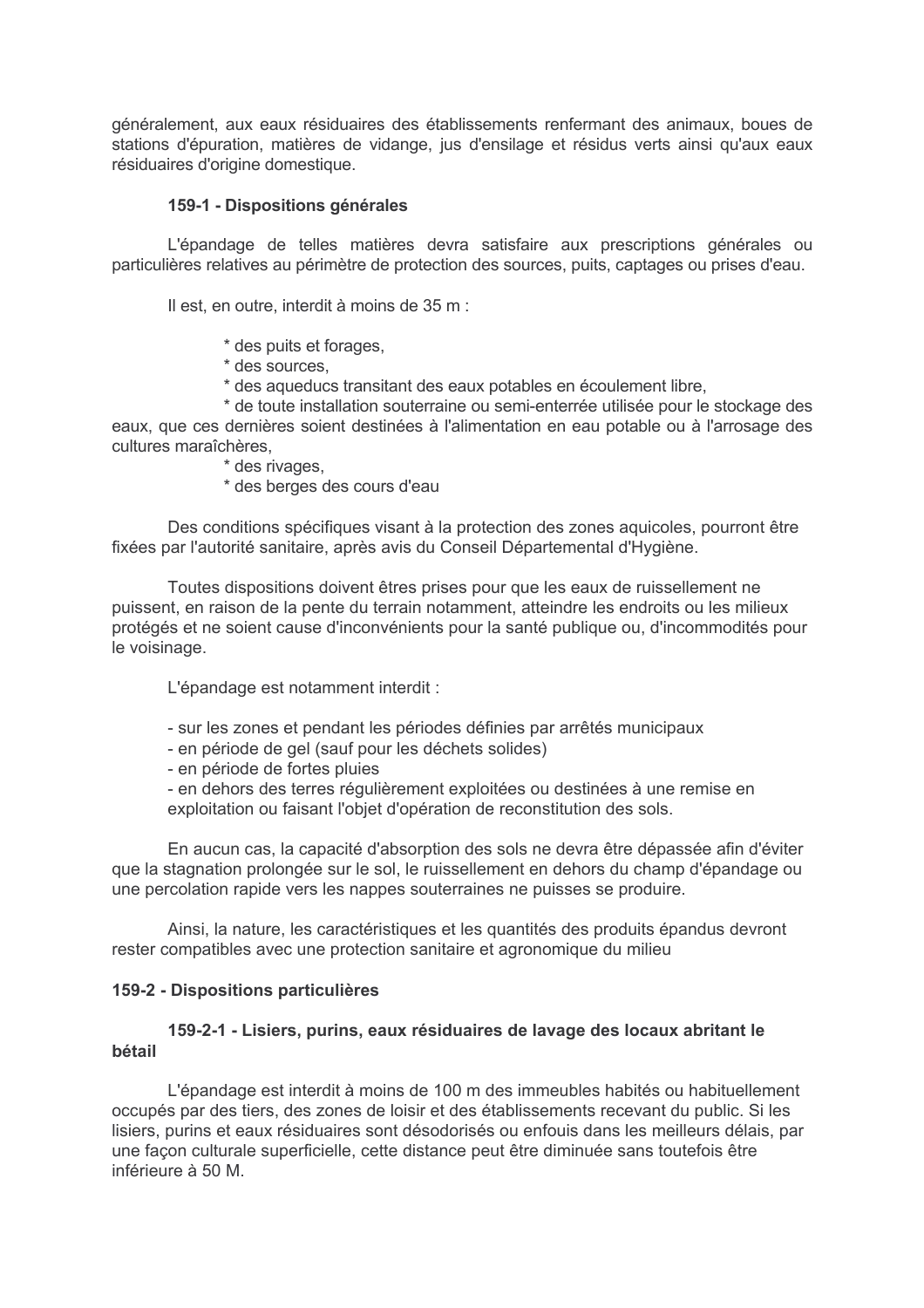généralement, aux eaux résiduaires des établissements renfermant des animaux, boues de stations d'épuration, matières de vidange, jus d'ensilage et résidus verts ainsi qu'aux eaux résiduaires d'origine domestique.

**159-1 - Dispositions générales**

L'épandage de telles matières devra satisfaire aux prescriptions générales ou particulières relatives au périmètre de protection des sources, puits, captages ou prises d'eau.

Il est, en outre, interdit à moins de 35 m :

* des puits et forages,
* des sources,
* des aqueducs transitant des eaux potables en écoulement libre,
* de toute installation souterraine ou semi-enterrée utilisée pour le stockage des eaux, que ces dernières soient destinées à l'alimentation en eau potable ou à l'arrosage des cultures maraîchères,
* des rivages,
* des berges des cours d'eau

Des conditions spécifiques visant à la protection des zones aquicoles, pourront être fixées par l'autorité sanitaire, après avis du Conseil Départemental d'Hygiène.

Toutes dispositions doivent êtres prises pour que les eaux de ruissellement ne puissent, en raison de la pente du terrain notamment, atteindre les endroits ou les milieux protégés et ne soient cause d'inconvénients pour la santé publique ou, d'incommodités pour le voisinage.

L'épandage est notamment interdit :

- sur les zones et pendant les périodes définies par arrêtés municipaux
- en période de gel (sauf pour les déchets solides)
- en période de fortes pluies
- en dehors des terres régulièrement exploitées ou destinées à une remise en exploitation ou faisant l'objet d'opération de reconstitution des sols.

En aucun cas, la capacité d'absorption des sols ne devra être dépassée afin d'éviter que la stagnation prolongée sur le sol, le ruissellement en dehors du champ d'épandage ou une percolation rapide vers les nappes souterraines ne puisses se produire.

Ainsi, la nature, les caractéristiques et les quantités des produits épandus devront rester compatibles avec une protection sanitaire et agronomique du milieu

**159-2 - Dispositions particulières**

**159-2-1 - Lisiers, purins, eaux résiduaires de lavage des locaux abritant le bétail**

L'épandage est interdit à moins de 100 m des immeubles habités ou habituellement occupés par des tiers, des zones de loisir et des établissements recevant du public. Si les lisiers, purins et eaux résiduaires sont désodorisés ou enfouis dans les meilleurs délais, par une façon culturale superficielle, cette distance peut être diminuée sans toutefois être inférieure à 50 M.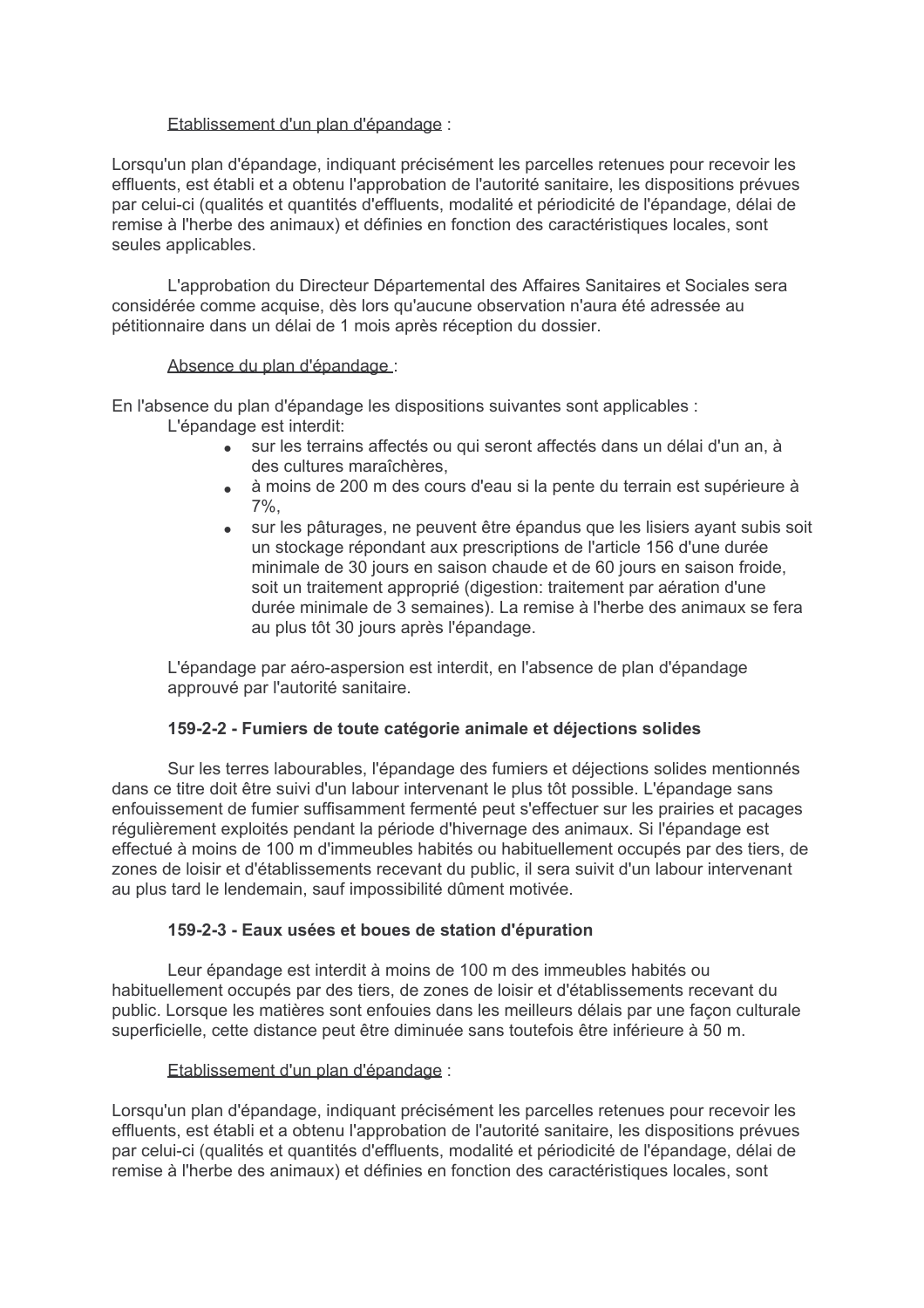Etablissement d'un plan d'épandage :

Lorsqu'un plan d'épandage, indiquant précisément les parcelles retenues pour recevoir les effluents, est établi et a obtenu l'approbation de l'autorité sanitaire, les dispositions prévues par celui-ci (qualités et quantités d'effluents, modalité et périodicité de l'épandage, délai de remise à l'herbe des animaux) et définies en fonction des caractéristiques locales, sont seules applicables.

L'approbation du Directeur Départemental des Affaires Sanitaires et Sociales sera considérée comme acquise, dès lors qu'aucune observation n'aura été adressée au pétitionnaire dans un délai de 1 mois après réception du dossier.

Absence du plan d'épandage :

En l'absence du plan d'épandage les dispositions suivantes sont applicables :

L'épandage est interdit:

- sur les terrains affectés ou qui seront affectés dans un délai d'un an, à des cultures maraîchères,
- à moins de 200 m des cours d'eau si la pente du terrain est supérieure à 7%,
- sur les pâturages, ne peuvent être épandus que les lisiers ayant subis soit un stockage répondant aux prescriptions de l'article 156 d'une durée minimale de 30 jours en saison chaude et de 60 jours en saison froide, soit un traitement approprié (digestion: traitement par aération d'une durée minimale de 3 semaines). La remise à l'herbe des animaux se fera au plus tôt 30 jours après l'épandage.

L'épandage par aéro-aspersion est interdit, en l'absence de plan d'épandage approuvé par l'autorité sanitaire.

**159-2-2 - Fumiers de toute catégorie animale et déjections solides**

Sur les terres labourables, l'épandage des fumiers et déjections solides mentionnés dans ce titre doit être suivi d'un labour intervenant le plus tôt possible. L'épandage sans enfouissement de fumier suffisamment fermenté peut s'effectuer sur les prairies et pacages régulièrement exploités pendant la période d'hivernage des animaux. Si l'épandage est effectué à moins de 100 m d'immeubles habités ou habituellement occupés par des tiers, de zones de loisir et d'établissements recevant du public, il sera suivit d'un labour intervenant au plus tard le lendemain, sauf impossibilité dûment motivée.

**159-2-3 - Eaux usées et boues de station d'épuration**

Leur épandage est interdit à moins de 100 m des immeubles habités ou habituellement occupés par des tiers, de zones de loisir et d'établissements recevant du public. Lorsque les matières sont enfouies dans les meilleurs délais par une façon culturale superficielle, cette distance peut être diminuée sans toutefois être inférieure à 50 m.

Etablissement d'un plan d'épandage :

Lorsqu'un plan d'épandage, indiquant précisément les parcelles retenues pour recevoir les effluents, est établi et a obtenu l'approbation de l'autorité sanitaire, les dispositions prévues par celui-ci (qualités et quantités d'effluents, modalité et périodicité de l'épandage, délai de remise à l'herbe des animaux) et définies en fonction des caractéristiques locales, sont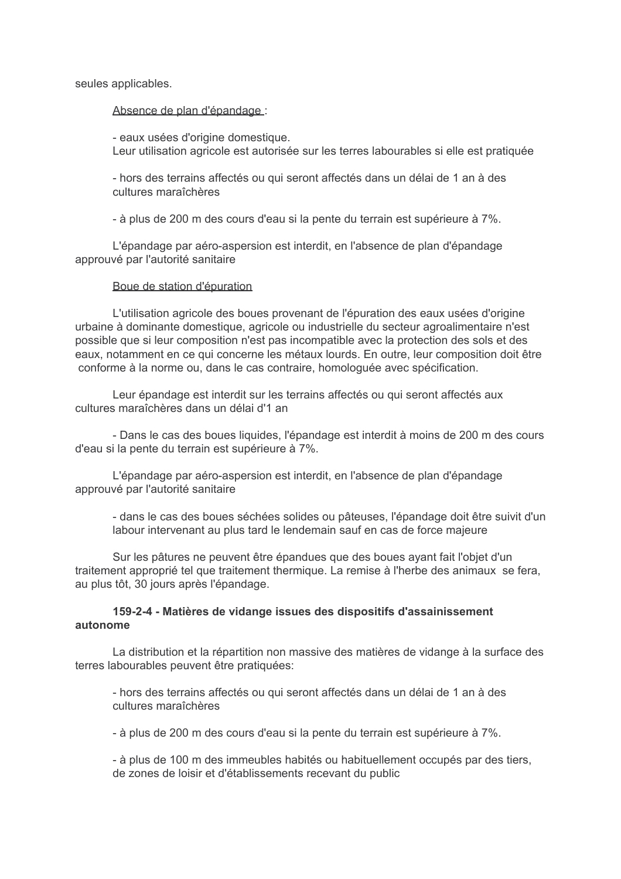seules applicables.

Absence de plan d'épandage :

- eaux usées d'origine domestique.
  Leur utilisation agricole est autorisée sur les terres labourables si elle est pratiquée

- hors des terrains affectés ou qui seront affectés dans un délai de 1 an à des cultures maraîchères

- à plus de 200 m des cours d'eau si la pente du terrain est supérieure à 7%.

L'épandage par aéro-aspersion est interdit, en l'absence de plan d'épandage approuvé par l'autorité sanitaire

Boue de station d'épuration

L'utilisation agricole des boues provenant de l'épuration des eaux usées d'origine urbaine à dominante domestique, agricole ou industrielle du secteur agroalimentaire n'est possible que si leur composition n'est pas incompatible avec la protection des sols et des eaux, notamment en ce qui concerne les métaux lourds. En outre, leur composition doit être conforme à la norme ou, dans le cas contraire, homologuée avec spécification.

Leur épandage est interdit sur les terrains affectés ou qui seront affectés aux cultures maraîchères dans un délai d'1 an

- Dans le cas des boues liquides, l'épandage est interdit à moins de 200 m des cours d'eau si la pente du terrain est supérieure à 7%.

L'épandage par aéro-aspersion est interdit, en l'absence de plan d'épandage approuvé par l'autorité sanitaire

- dans le cas des boues séchées solides ou pâteuses, l'épandage doit être suivit d'un labour intervenant au plus tard le lendemain sauf en cas de force majeure

Sur les pâtures ne peuvent être épandues que des boues ayant fait l'objet d'un traitement approprié tel que traitement thermique. La remise à l'herbe des animaux se fera, au plus tôt, 30 jours après l'épandage.

**159-2-4 - Matières de vidange issues des dispositifs d'assainissement autonome**

La distribution et la répartition non massive des matières de vidange à la surface des terres labourables peuvent être pratiquées:

- hors des terrains affectés ou qui seront affectés dans un délai de 1 an à des cultures maraîchères

- à plus de 200 m des cours d'eau si la pente du terrain est supérieure à 7%.

- à plus de 100 m des immeubles habités ou habituellement occupés par des tiers, de zones de loisir et d'établissements recevant du public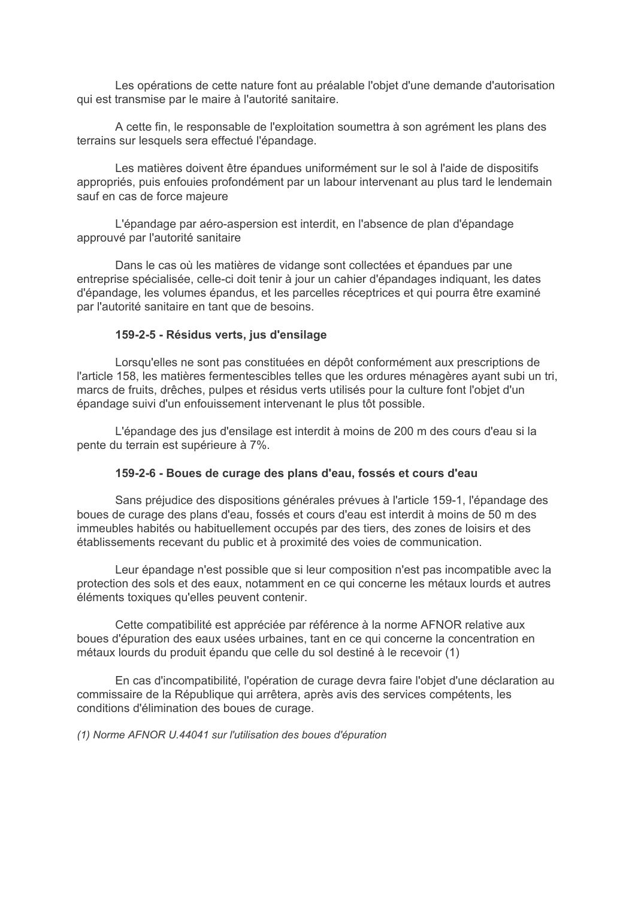Les opérations de cette nature font au préalable l'objet d'une demande d'autorisation qui est transmise par le maire à l'autorité sanitaire.

A cette fin, le responsable de l'exploitation soumettra à son agrément les plans des terrains sur lesquels sera effectué l'épandage.

Les matières doivent être épandues uniformément sur le sol à l'aide de dispositifs appropriés, puis enfouies profondément par un labour intervenant au plus tard le lendemain sauf en cas de force majeure

L'épandage par aéro-aspersion est interdit, en l'absence de plan d'épandage approuvé par l'autorité sanitaire

Dans le cas où les matières de vidange sont collectées et épandues par une entreprise spécialisée, celle-ci doit tenir à jour un cahier d'épandages indiquant, les dates d'épandage, les volumes épandus, et les parcelles réceptrices et qui pourra être examiné par l'autorité sanitaire en tant que de besoins.

**159-2-5 - Résidus verts, jus d'ensilage**

Lorsqu'elles ne sont pas constituées en dépôt conformément aux prescriptions de l'article 158, les matières fermentescibles telles que les ordures ménagères ayant subi un tri, marcs de fruits, drêches, pulpes et résidus verts utilisés pour la culture font l'objet d'un épandage suivi d'un enfouissement intervenant le plus tôt possible.

L'épandage des jus d'ensilage est interdit à moins de 200 m des cours d'eau si la pente du terrain est supérieure à 7%.

**159-2-6 - Boues de curage des plans d'eau, fossés et cours d'eau**

Sans préjudice des dispositions générales prévues à l'article 159-1, l'épandage des boues de curage des plans d'eau, fossés et cours d'eau est interdit à moins de 50 m des immeubles habités ou habituellement occupés par des tiers, des zones de loisirs et des établissements recevant du public et à proximité des voies de communication.

Leur épandage n'est possible que si leur composition n'est pas incompatible avec la protection des sols et des eaux, notamment en ce qui concerne les métaux lourds et autres éléments toxiques qu'elles peuvent contenir.

Cette compatibilité est appréciée par référence à la norme AFNOR relative aux boues d'épuration des eaux usées urbaines, tant en ce qui concerne la concentration en métaux lourds du produit épandu que celle du sol destiné à le recevoir (1)

En cas d'incompatibilité, l'opération de curage devra faire l'objet d'une déclaration au commissaire de la République qui arrêtera, après avis des services compétents, les conditions d'élimination des boues de curage.

*(1) Norme AFNOR U.44041 sur l'utilisation des boues d'épuration*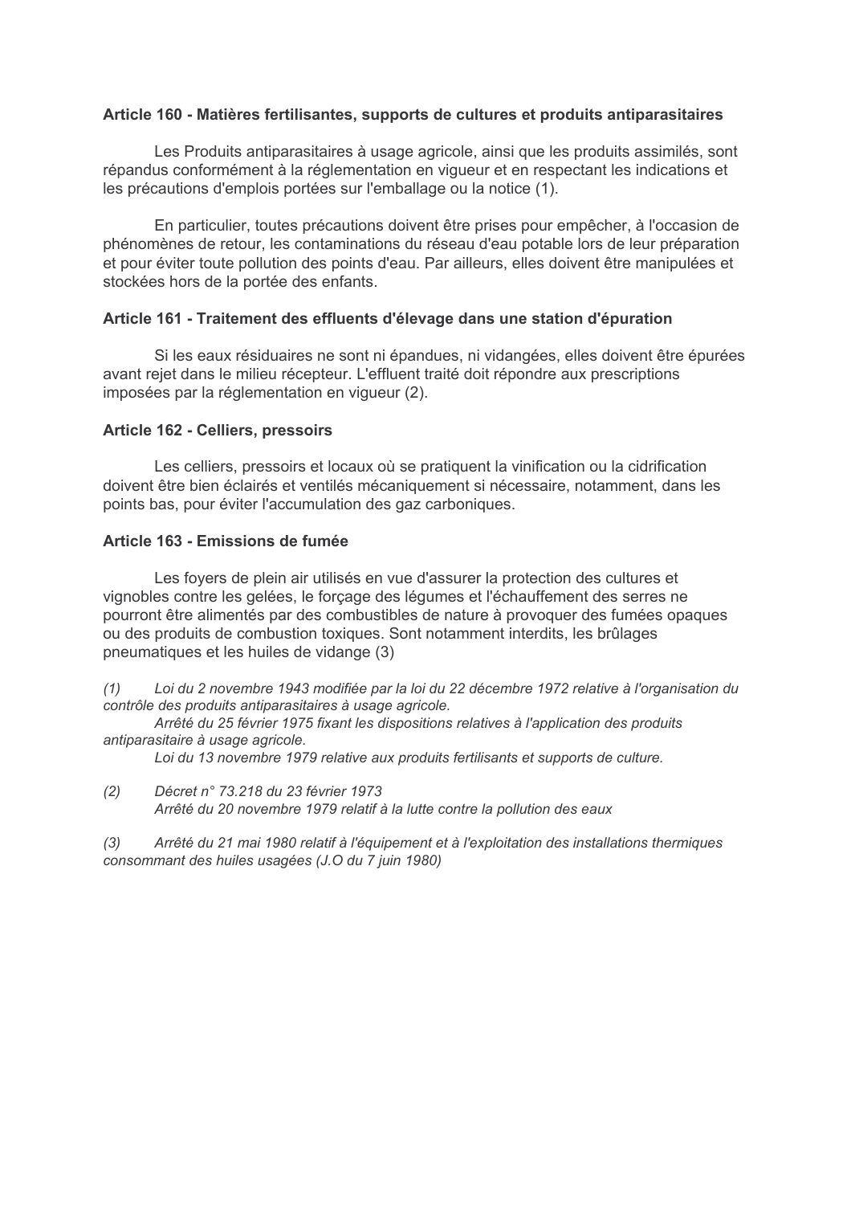**Article 160 - Matières fertilisantes, supports de cultures et produits antiparasitaires**

Les Produits antiparasitaires à usage agricole, ainsi que les produits assimilés, sont répandus conformément à la réglementation en vigueur et en respectant les indications et les précautions d'emplois portées sur l'emballage ou la notice (1).

En particulier, toutes précautions doivent être prises pour empêcher, à l'occasion de phénomènes de retour, les contaminations du réseau d'eau potable lors de leur préparation et pour éviter toute pollution des points d'eau. Par ailleurs, elles doivent être manipulées et stockées hors de la portée des enfants.

**Article 161 - Traitement des effluents d'élevage dans une station d'épuration**

Si les eaux résiduaires ne sont ni épandues, ni vidangées, elles doivent être épurées avant rejet dans le milieu récepteur. L'effluent traité doit répondre aux prescriptions imposées par la réglementation en vigueur (2).

**Article 162 - Celliers, pressoirs**

Les celliers, pressoirs et locaux où se pratiquent la vinification ou la cidrification doivent être bien éclairés et ventilés mécaniquement si nécessaire, notamment, dans les points bas, pour éviter l'accumulation des gaz carboniques.

**Article 163 - Emissions de fumée**

Les foyers de plein air utilisés en vue d'assurer la protection des cultures et vignobles contre les gelées, le forçage des légumes et l'échauffement des serres ne pourront être alimentés par des combustibles de nature à provoquer des fumées opaques ou des produits de combustion toxiques. Sont notamment interdits, les brûlages pneumatiques et les huiles de vidange (3)

*(1) Loi du 2 novembre 1943 modifiée par la loi du 22 décembre 1972 relative à l'organisation du contrôle des produits antiparasitaires à usage agricole.*
*Arrêté du 25 février 1975 fixant les dispositions relatives à l'application des produits antiparasitaire à usage agricole.*
*Loi du 13 novembre 1979 relative aux produits fertilisants et supports de culture.*

*(2) Décret n° 73.218 du 23 février 1973*
*Arrêté du 20 novembre 1979 relatif à la lutte contre la pollution des eaux*

*(3) Arrêté du 21 mai 1980 relatif à l'équipement et à l'exploitation des installations thermiques consommant des huiles usagées (J.O du 7 juin 1980)*